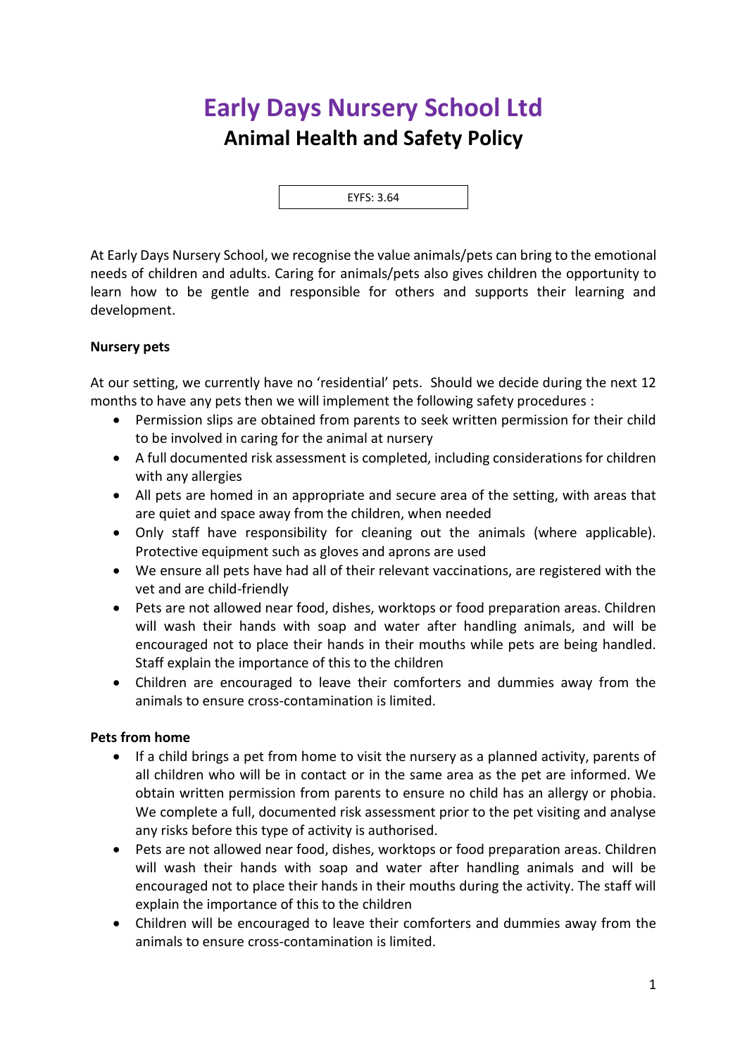# Early Days Nursery School Ltd

## Animal Health and Safety Policy

EYFS: 3.64

At Early Days Nursery School, we recognise the value animals/pets can bring to the emotional needs of children and adults. Caring for animals/pets also gives children the opportunity to learn how to be gentle and responsible for others and supports their learning and development.

**Nursery pets**

At our setting, we currently have no 'residential' pets. Should we decide during the next 12 months to have any pets then we will implement the following safety procedures :

- Permission slips are obtained from parents to seek written permission for their child to be involved in caring for the animal at nursery
- A full documented risk assessment is completed, including considerations for children with any allergies
- All pets are homed in an appropriate and secure area of the setting, with areas that are quiet and space away from the children, when needed
- Only staff have responsibility for cleaning out the animals (where applicable). Protective equipment such as gloves and aprons are used
- We ensure all pets have had all of their relevant vaccinations, are registered with the vet and are child-friendly
- Pets are not allowed near food, dishes, worktops or food preparation areas. Children will wash their hands with soap and water after handling animals, and will be encouraged not to place their hands in their mouths while pets are being handled. Staff explain the importance of this to the children
- Children are encouraged to leave their comforters and dummies away from the animals to ensure cross-contamination is limited.

**Pets from home**

- If a child brings a pet from home to visit the nursery as a planned activity, parents of all children who will be in contact or in the same area as the pet are informed. We obtain written permission from parents to ensure no child has an allergy or phobia. We complete a full, documented risk assessment prior to the pet visiting and analyse any risks before this type of activity is authorised.
- Pets are not allowed near food, dishes, worktops or food preparation areas. Children will wash their hands with soap and water after handling animals and will be encouraged not to place their hands in their mouths during the activity. The staff will explain the importance of this to the children
- Children will be encouraged to leave their comforters and dummies away from the animals to ensure cross-contamination is limited.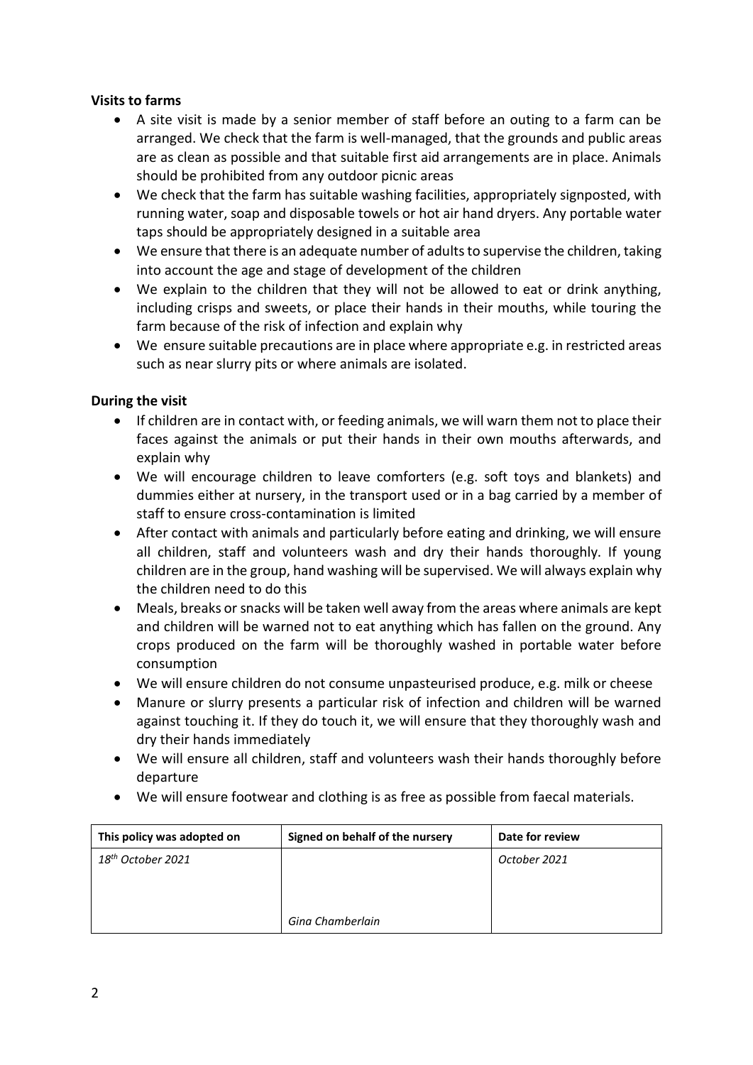**Visits to farms**

- A site visit is made by a senior member of staff before an outing to a farm can be arranged. We check that the farm is well-managed, that the grounds and public areas are as clean as possible and that suitable first aid arrangements are in place. Animals should be prohibited from any outdoor picnic areas
- We check that the farm has suitable washing facilities, appropriately signposted, with running water, soap and disposable towels or hot air hand dryers. Any portable water taps should be appropriately designed in a suitable area
- We ensure that there is an adequate number of adults to supervise the children, taking into account the age and stage of development of the children
- We explain to the children that they will not be allowed to eat or drink anything, including crisps and sweets, or place their hands in their mouths, while touring the farm because of the risk of infection and explain why
- We ensure suitable precautions are in place where appropriate e.g. in restricted areas such as near slurry pits or where animals are isolated.

**During the visit**

- If children are in contact with, or feeding animals, we will warn them not to place their faces against the animals or put their hands in their own mouths afterwards, and explain why
- We will encourage children to leave comforters (e.g. soft toys and blankets) and dummies either at nursery, in the transport used or in a bag carried by a member of staff to ensure cross-contamination is limited
- After contact with animals and particularly before eating and drinking, we will ensure all children, staff and volunteers wash and dry their hands thoroughly. If young children are in the group, hand washing will be supervised. We will always explain why the children need to do this
- Meals, breaks or snacks will be taken well away from the areas where animals are kept and children will be warned not to eat anything which has fallen on the ground. Any crops produced on the farm will be thoroughly washed in portable water before consumption
- We will ensure children do not consume unpasteurised produce, e.g. milk or cheese
- Manure or slurry presents a particular risk of infection and children will be warned against touching it. If they do touch it, we will ensure that they thoroughly wash and dry their hands immediately
- We will ensure all children, staff and volunteers wash their hands thoroughly before departure
- We will ensure footwear and clothing is as free as possible from faecal materials.

| This policy was adopted on | Signed on behalf of the nursery | Date for review |
|---|---|---|
| *18th October 2021* | *Gina Chamberlain* | *October 2021* |